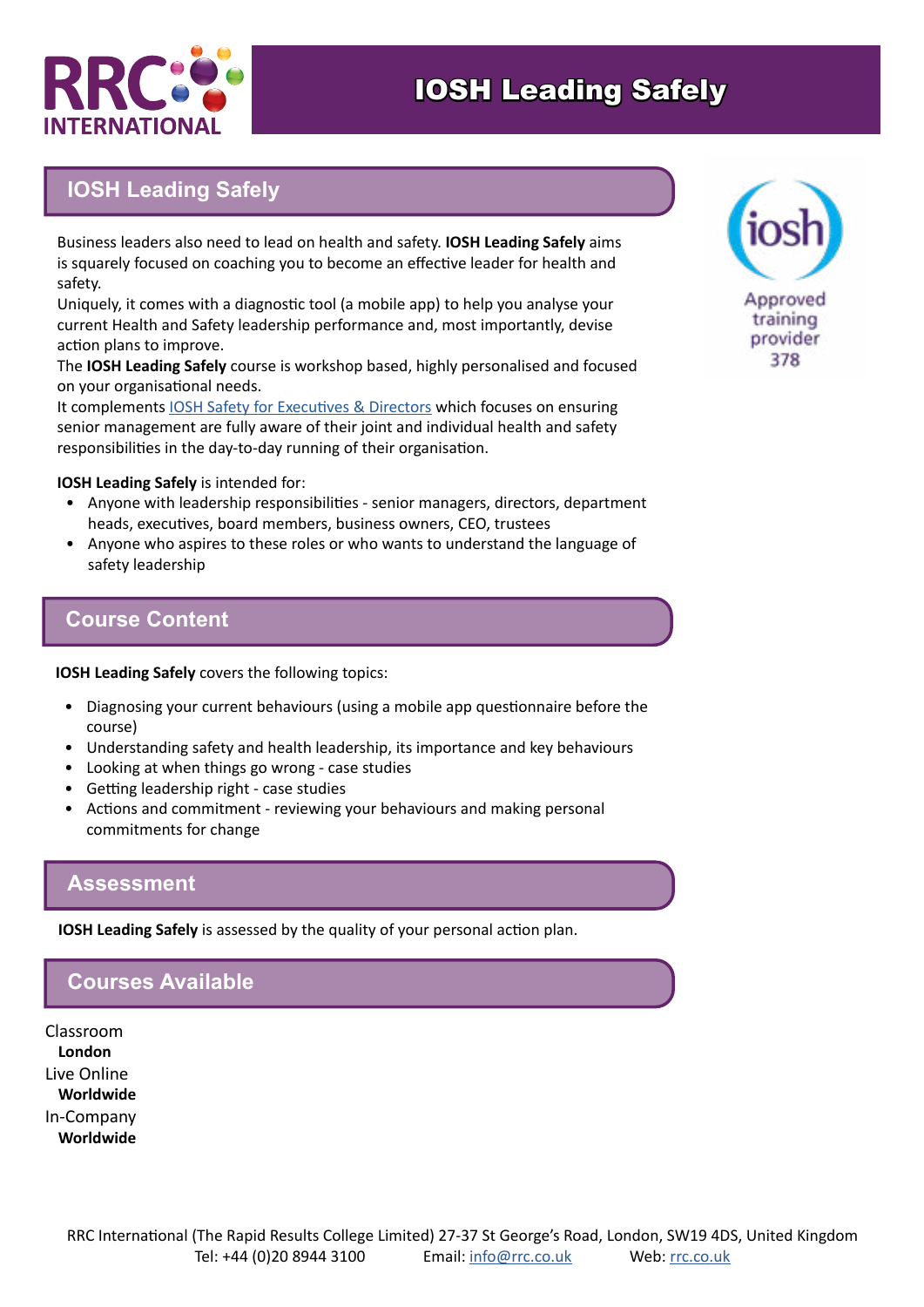# IOSH Leading Safely

## IOSH Leading Safely

Business leaders also need to lead on health and safety. **IOSH Leading Safely** aims is squarely focused on coaching you to become an effective leader for health and safety.

Uniquely, it comes with a diagnostic tool (a mobile app) to help you analyse your current Health and Safety leadership performance and, most importantly, devise action plans to improve.

The **IOSH Leading Safely** course is workshop based, highly personalised and focused on your organisational needs.

It complements [IOSH Safety for Executives & Directors] which focuses on ensuring senior management are fully aware of their joint and individual health and safety responsibilities in the day-to-day running of their organisation.

**IOSH Leading Safely** is intended for:

- Anyone with leadership responsibilities - senior managers, directors, department heads, executives, board members, business owners, CEO, trustees
- Anyone who aspires to these roles or who wants to understand the language of safety leadership

iosh
Approved training provider 378

## Course Content

**IOSH Leading Safely** covers the following topics:

- Diagnosing your current behaviours (using a mobile app questionnaire before the course)
- Understanding safety and health leadership, its importance and key behaviours
- Looking at when things go wrong - case studies
- Getting leadership right - case studies
- Actions and commitment - reviewing your behaviours and making personal commitments for change

## Assessment

**IOSH Leading Safely** is assessed by the quality of your personal action plan.

## Courses Available

Classroom
**London**

Live Online
**Worldwide**

In-Company
**Worldwide**

RRC International (The Rapid Results College Limited) 27-37 St George's Road, London, SW19 4DS, United Kingdom
Tel: +44 (0)20 8944 3100 Email: info@rrc.co.uk Web: rrc.co.uk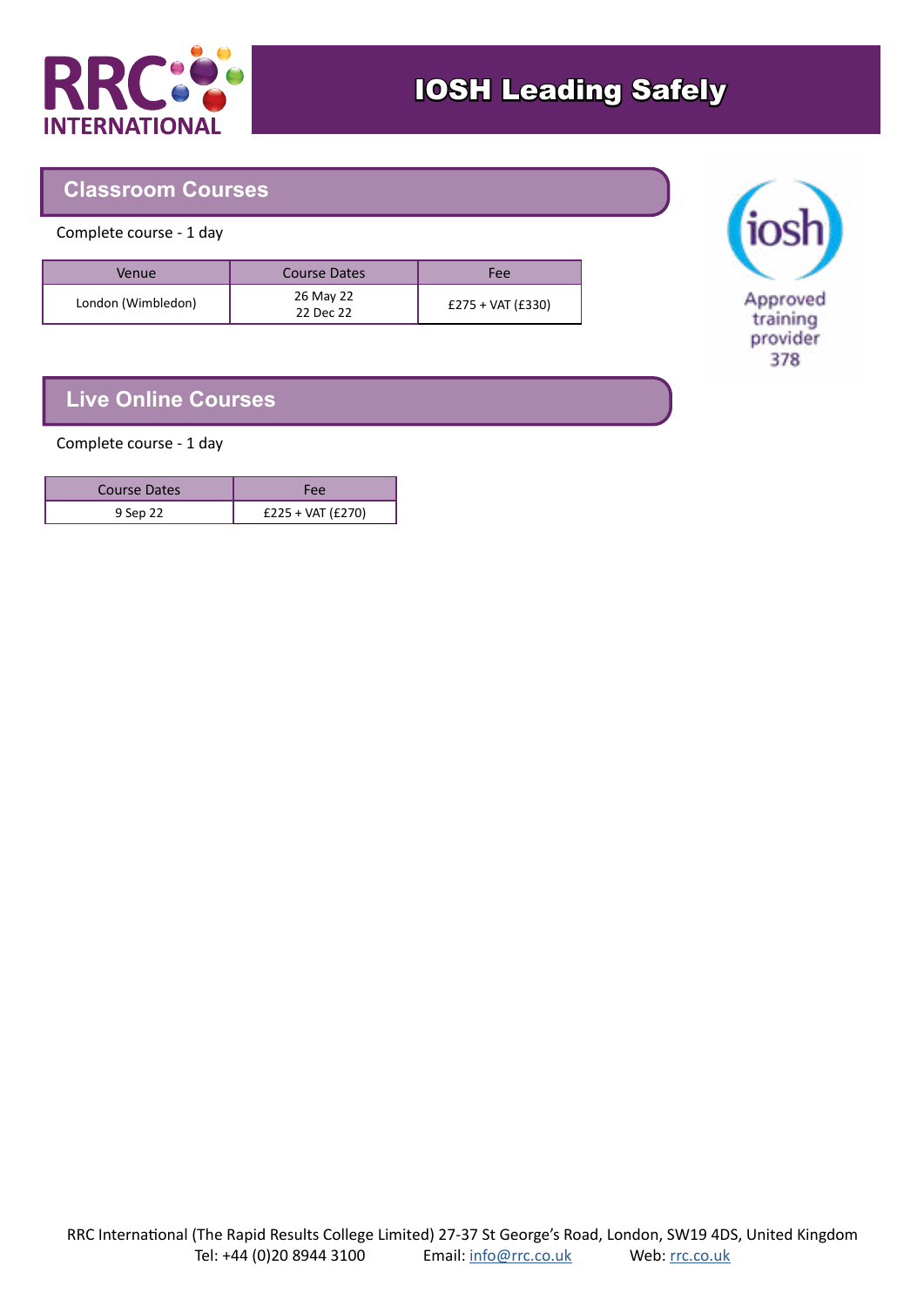# IOSH Leading Safely

## Classroom Courses

Complete course - 1 day

| Venue | Course Dates | Fee |
| --- | --- | --- |
| London (Wimbledon) | 26 May 22<br>22 Dec 22 | £275 + VAT (£330) |

iosh Approved training provider 378

## Live Online Courses

Complete course - 1 day

| Course Dates | Fee |
| --- | --- |
| 9 Sep 22 | £225 + VAT (£270) |

RRC International (The Rapid Results College Limited) 27-37 St George's Road, London, SW19 4DS, United Kingdom
Tel: +44 (0)20 8944 3100 Email: info@rrc.co.uk Web: rrc.co.uk